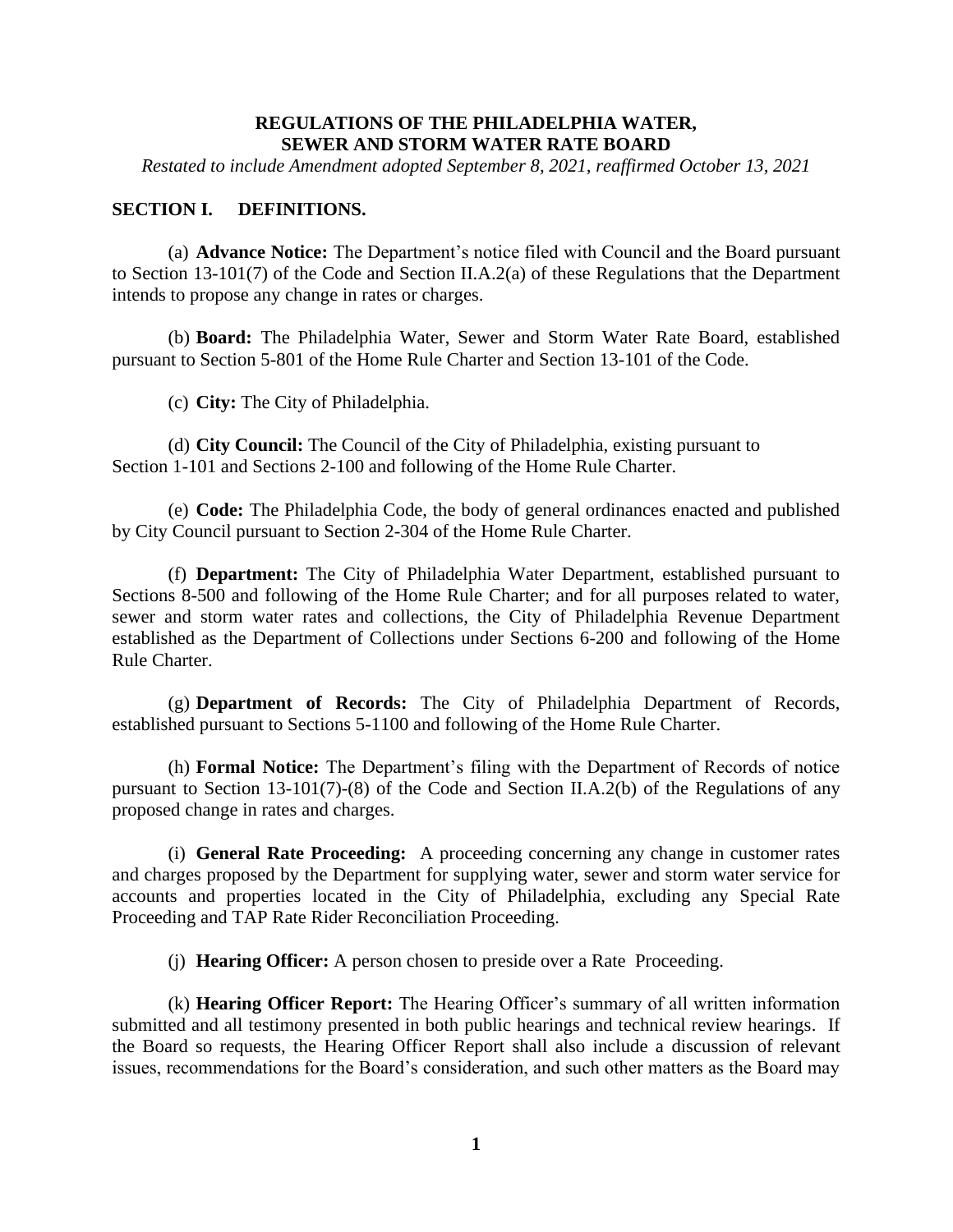# REGULATIONS OF THE PHILADELPHIA WATER, SEWER AND STORM WATER RATE BOARD

*Restated to include Amendment adopted September 8, 2021, reaffirmed October 13, 2021*

## SECTION I. DEFINITIONS.

(a) **Advance Notice:** The Department's notice filed with Council and the Board pursuant to Section 13-101(7) of the Code and Section II.A.2(a) of these Regulations that the Department intends to propose any change in rates or charges.

(b) **Board:** The Philadelphia Water, Sewer and Storm Water Rate Board, established pursuant to Section 5-801 of the Home Rule Charter and Section 13-101 of the Code.

(c) **City:** The City of Philadelphia.

(d) **City Council:** The Council of the City of Philadelphia, existing pursuant to Section 1-101 and Sections 2-100 and following of the Home Rule Charter.

(e) **Code:** The Philadelphia Code, the body of general ordinances enacted and published by City Council pursuant to Section 2-304 of the Home Rule Charter.

(f) **Department:** The City of Philadelphia Water Department, established pursuant to Sections 8-500 and following of the Home Rule Charter; and for all purposes related to water, sewer and storm water rates and collections, the City of Philadelphia Revenue Department established as the Department of Collections under Sections 6-200 and following of the Home Rule Charter.

(g) **Department of Records:** The City of Philadelphia Department of Records, established pursuant to Sections 5-1100 and following of the Home Rule Charter.

(h) **Formal Notice:** The Department's filing with the Department of Records of notice pursuant to Section 13-101(7)-(8) of the Code and Section II.A.2(b) of the Regulations of any proposed change in rates and charges.

(i) **General Rate Proceeding:** A proceeding concerning any change in customer rates and charges proposed by the Department for supplying water, sewer and storm water service for accounts and properties located in the City of Philadelphia, excluding any Special Rate Proceeding and TAP Rate Rider Reconciliation Proceeding.

(j) **Hearing Officer:** A person chosen to preside over a Rate Proceeding.

(k) **Hearing Officer Report:** The Hearing Officer's summary of all written information submitted and all testimony presented in both public hearings and technical review hearings. If the Board so requests, the Hearing Officer Report shall also include a discussion of relevant issues, recommendations for the Board's consideration, and such other matters as the Board may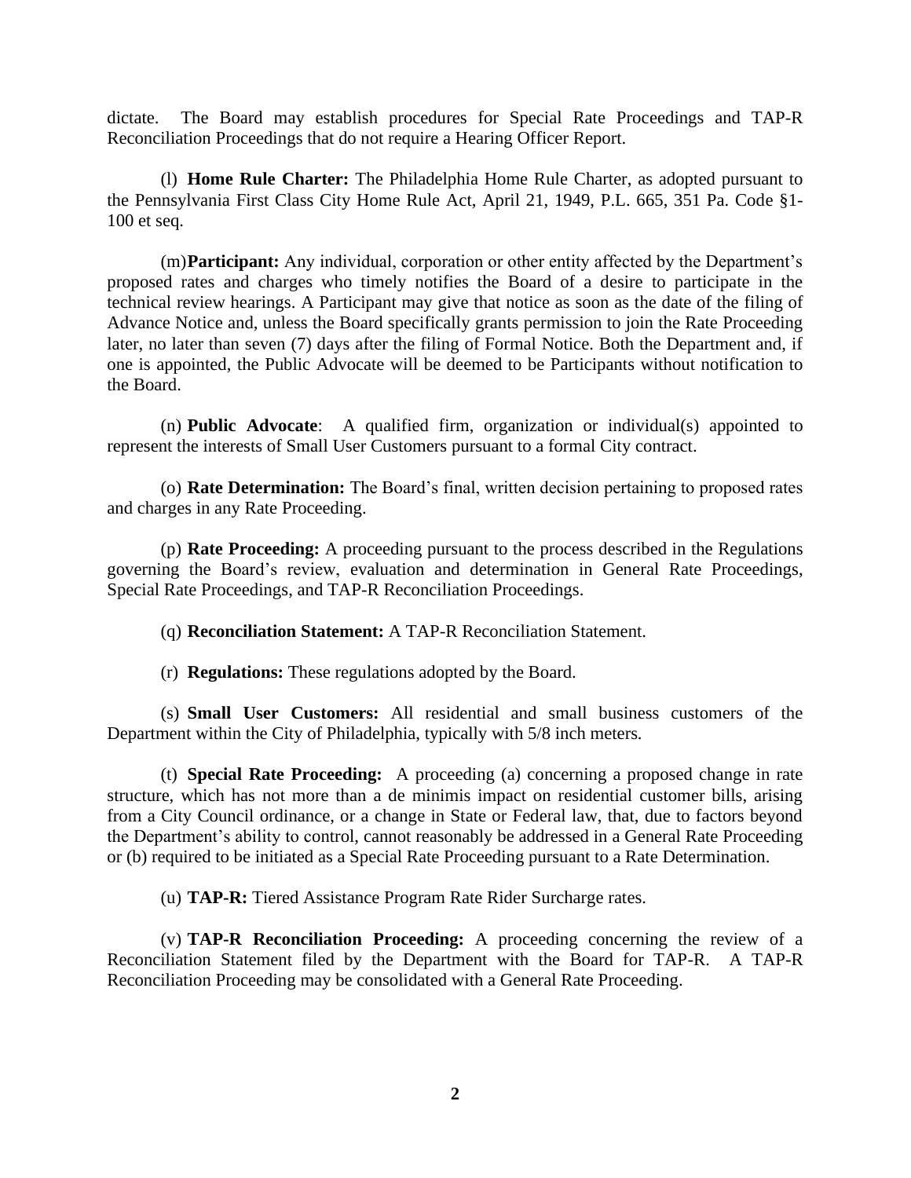dictate. The Board may establish procedures for Special Rate Proceedings and TAP-R Reconciliation Proceedings that do not require a Hearing Officer Report.

(l) **Home Rule Charter:** The Philadelphia Home Rule Charter, as adopted pursuant to the Pennsylvania First Class City Home Rule Act, April 21, 1949, P.L. 665, 351 Pa. Code §1-100 et seq.

(m) **Participant:** Any individual, corporation or other entity affected by the Department's proposed rates and charges who timely notifies the Board of a desire to participate in the technical review hearings. A Participant may give that notice as soon as the date of the filing of Advance Notice and, unless the Board specifically grants permission to join the Rate Proceeding later, no later than seven (7) days after the filing of Formal Notice. Both the Department and, if one is appointed, the Public Advocate will be deemed to be Participants without notification to the Board.

(n) **Public Advocate**: A qualified firm, organization or individual(s) appointed to represent the interests of Small User Customers pursuant to a formal City contract.

(o) **Rate Determination:** The Board's final, written decision pertaining to proposed rates and charges in any Rate Proceeding.

(p) **Rate Proceeding:** A proceeding pursuant to the process described in the Regulations governing the Board's review, evaluation and determination in General Rate Proceedings, Special Rate Proceedings, and TAP-R Reconciliation Proceedings.

(q) **Reconciliation Statement:** A TAP-R Reconciliation Statement.

(r) **Regulations:** These regulations adopted by the Board.

(s) **Small User Customers:** All residential and small business customers of the Department within the City of Philadelphia, typically with 5/8 inch meters.

(t) **Special Rate Proceeding:** A proceeding (a) concerning a proposed change in rate structure, which has not more than a de minimis impact on residential customer bills, arising from a City Council ordinance, or a change in State or Federal law, that, due to factors beyond the Department's ability to control, cannot reasonably be addressed in a General Rate Proceeding or (b) required to be initiated as a Special Rate Proceeding pursuant to a Rate Determination.

(u) **TAP-R:** Tiered Assistance Program Rate Rider Surcharge rates.

(v) **TAP-R Reconciliation Proceeding:** A proceeding concerning the review of a Reconciliation Statement filed by the Department with the Board for TAP-R. A TAP-R Reconciliation Proceeding may be consolidated with a General Rate Proceeding.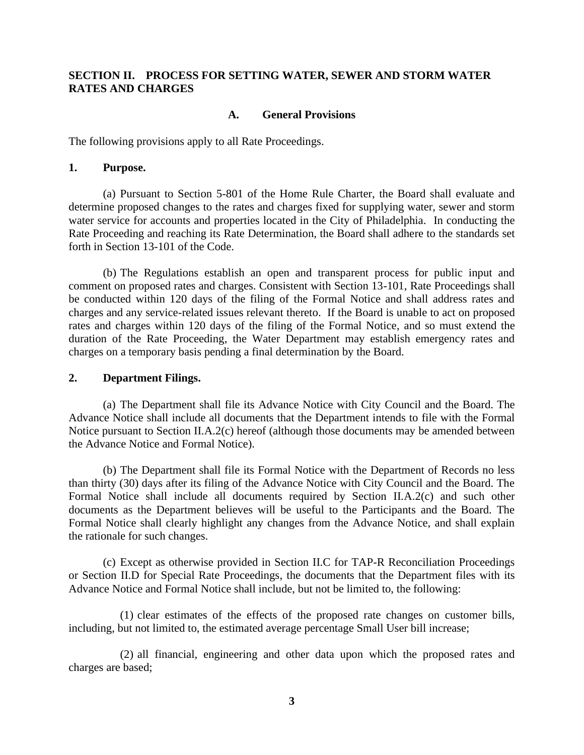## SECTION II. PROCESS FOR SETTING WATER, SEWER AND STORM WATER RATES AND CHARGES

### A. General Provisions

The following provisions apply to all Rate Proceedings.

**1. Purpose.**

(a) Pursuant to Section 5-801 of the Home Rule Charter, the Board shall evaluate and determine proposed changes to the rates and charges fixed for supplying water, sewer and storm water service for accounts and properties located in the City of Philadelphia. In conducting the Rate Proceeding and reaching its Rate Determination, the Board shall adhere to the standards set forth in Section 13-101 of the Code.

(b) The Regulations establish an open and transparent process for public input and comment on proposed rates and charges. Consistent with Section 13-101, Rate Proceedings shall be conducted within 120 days of the filing of the Formal Notice and shall address rates and charges and any service-related issues relevant thereto. If the Board is unable to act on proposed rates and charges within 120 days of the filing of the Formal Notice, and so must extend the duration of the Rate Proceeding, the Water Department may establish emergency rates and charges on a temporary basis pending a final determination by the Board.

**2. Department Filings.**

(a) The Department shall file its Advance Notice with City Council and the Board. The Advance Notice shall include all documents that the Department intends to file with the Formal Notice pursuant to Section II.A.2(c) hereof (although those documents may be amended between the Advance Notice and Formal Notice).

(b) The Department shall file its Formal Notice with the Department of Records no less than thirty (30) days after its filing of the Advance Notice with City Council and the Board. The Formal Notice shall include all documents required by Section II.A.2(c) and such other documents as the Department believes will be useful to the Participants and the Board. The Formal Notice shall clearly highlight any changes from the Advance Notice, and shall explain the rationale for such changes.

(c) Except as otherwise provided in Section II.C for TAP-R Reconciliation Proceedings or Section II.D for Special Rate Proceedings, the documents that the Department files with its Advance Notice and Formal Notice shall include, but not be limited to, the following:

(1) clear estimates of the effects of the proposed rate changes on customer bills, including, but not limited to, the estimated average percentage Small User bill increase;

(2) all financial, engineering and other data upon which the proposed rates and charges are based;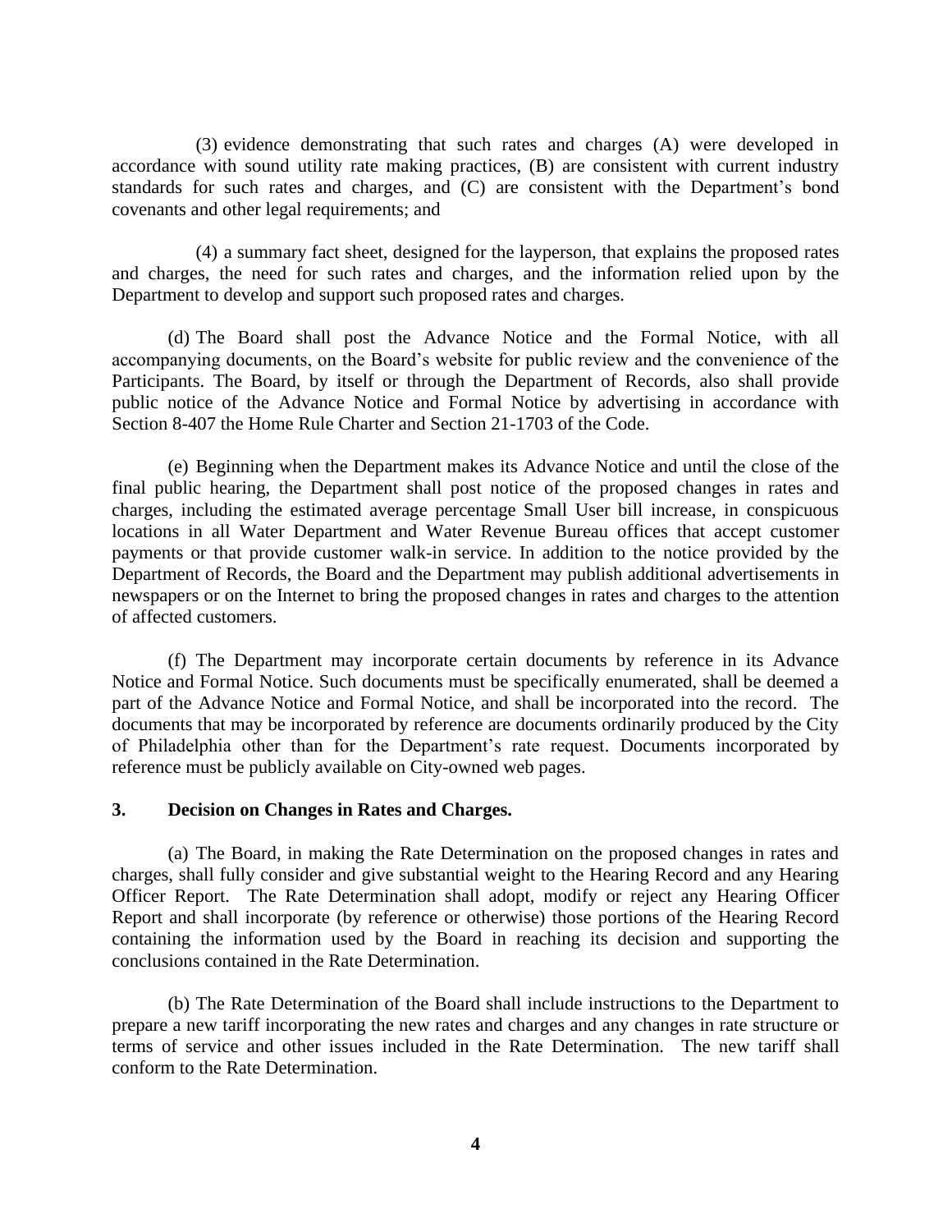(3) evidence demonstrating that such rates and charges (A) were developed in accordance with sound utility rate making practices, (B) are consistent with current industry standards for such rates and charges, and (C) are consistent with the Department's bond covenants and other legal requirements; and

(4) a summary fact sheet, designed for the layperson, that explains the proposed rates and charges, the need for such rates and charges, and the information relied upon by the Department to develop and support such proposed rates and charges.

(d) The Board shall post the Advance Notice and the Formal Notice, with all accompanying documents, on the Board's website for public review and the convenience of the Participants. The Board, by itself or through the Department of Records, also shall provide public notice of the Advance Notice and Formal Notice by advertising in accordance with Section 8-407 the Home Rule Charter and Section 21-1703 of the Code.

(e) Beginning when the Department makes its Advance Notice and until the close of the final public hearing, the Department shall post notice of the proposed changes in rates and charges, including the estimated average percentage Small User bill increase, in conspicuous locations in all Water Department and Water Revenue Bureau offices that accept customer payments or that provide customer walk-in service. In addition to the notice provided by the Department of Records, the Board and the Department may publish additional advertisements in newspapers or on the Internet to bring the proposed changes in rates and charges to the attention of affected customers.

(f) The Department may incorporate certain documents by reference in its Advance Notice and Formal Notice. Such documents must be specifically enumerated, shall be deemed a part of the Advance Notice and Formal Notice, and shall be incorporated into the record. The documents that may be incorporated by reference are documents ordinarily produced by the City of Philadelphia other than for the Department's rate request. Documents incorporated by reference must be publicly available on City-owned web pages.

## 3. Decision on Changes in Rates and Charges.

(a) The Board, in making the Rate Determination on the proposed changes in rates and charges, shall fully consider and give substantial weight to the Hearing Record and any Hearing Officer Report. The Rate Determination shall adopt, modify or reject any Hearing Officer Report and shall incorporate (by reference or otherwise) those portions of the Hearing Record containing the information used by the Board in reaching its decision and supporting the conclusions contained in the Rate Determination.

(b) The Rate Determination of the Board shall include instructions to the Department to prepare a new tariff incorporating the new rates and charges and any changes in rate structure or terms of service and other issues included in the Rate Determination. The new tariff shall conform to the Rate Determination.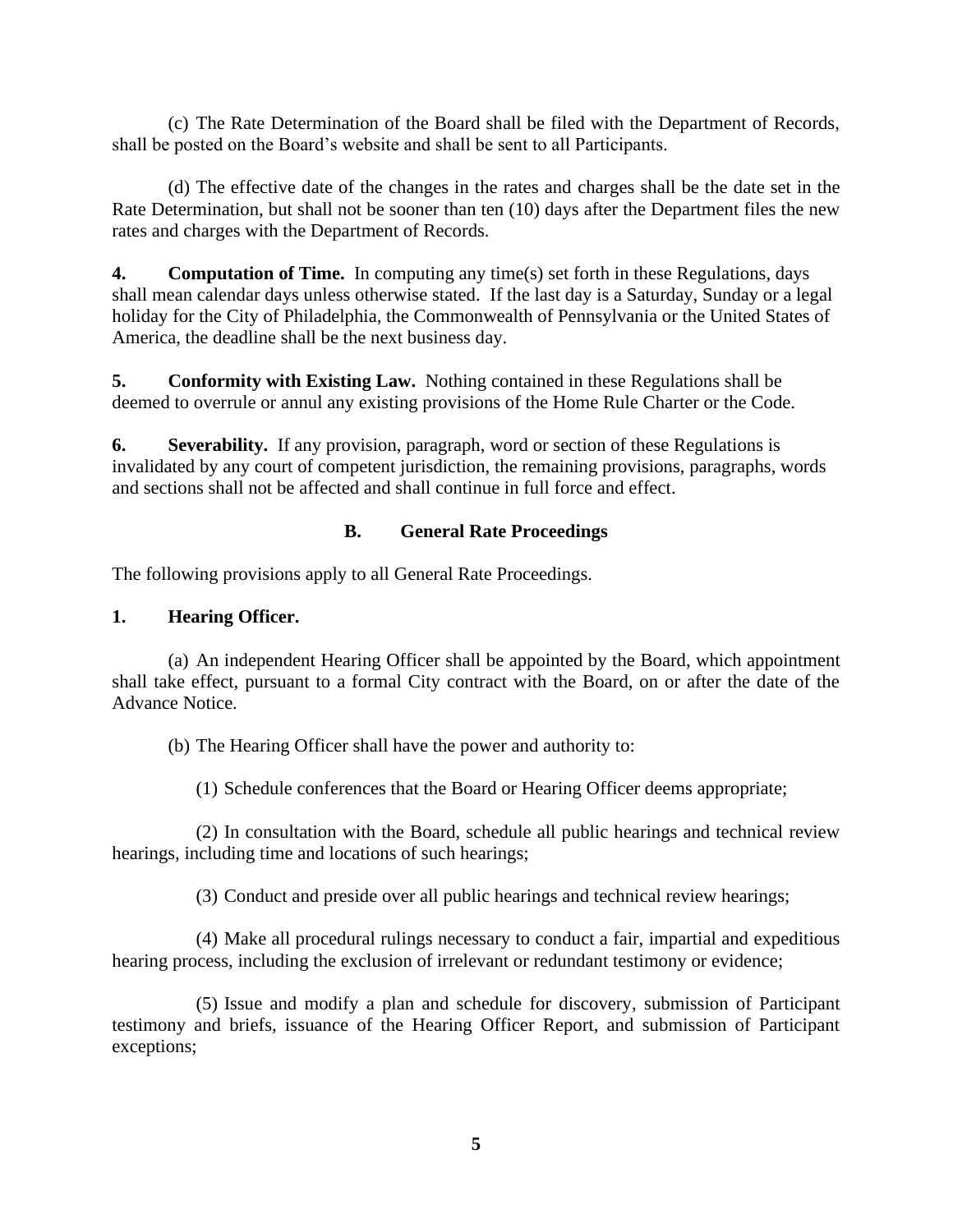(c) The Rate Determination of the Board shall be filed with the Department of Records, shall be posted on the Board's website and shall be sent to all Participants.

(d) The effective date of the changes in the rates and charges shall be the date set in the Rate Determination, but shall not be sooner than ten (10) days after the Department files the new rates and charges with the Department of Records.

**4. Computation of Time.** In computing any time(s) set forth in these Regulations, days shall mean calendar days unless otherwise stated. If the last day is a Saturday, Sunday or a legal holiday for the City of Philadelphia, the Commonwealth of Pennsylvania or the United States of America, the deadline shall be the next business day.

**5. Conformity with Existing Law.** Nothing contained in these Regulations shall be deemed to overrule or annul any existing provisions of the Home Rule Charter or the Code.

**6. Severability.** If any provision, paragraph, word or section of these Regulations is invalidated by any court of competent jurisdiction, the remaining provisions, paragraphs, words and sections shall not be affected and shall continue in full force and effect.

## B. General Rate Proceedings

The following provisions apply to all General Rate Proceedings.

**1. Hearing Officer.**

(a) An independent Hearing Officer shall be appointed by the Board, which appointment shall take effect, pursuant to a formal City contract with the Board, on or after the date of the Advance Notice.

(b) The Hearing Officer shall have the power and authority to:

(1) Schedule conferences that the Board or Hearing Officer deems appropriate;

(2) In consultation with the Board, schedule all public hearings and technical review hearings, including time and locations of such hearings;

(3) Conduct and preside over all public hearings and technical review hearings;

(4) Make all procedural rulings necessary to conduct a fair, impartial and expeditious hearing process, including the exclusion of irrelevant or redundant testimony or evidence;

(5) Issue and modify a plan and schedule for discovery, submission of Participant testimony and briefs, issuance of the Hearing Officer Report, and submission of Participant exceptions;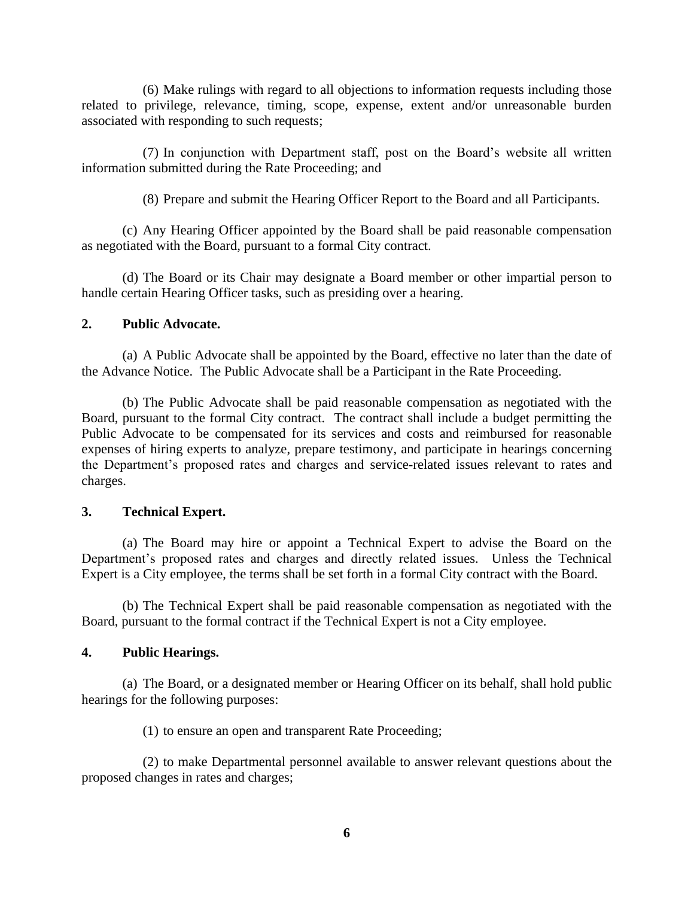(6) Make rulings with regard to all objections to information requests including those related to privilege, relevance, timing, scope, expense, extent and/or unreasonable burden associated with responding to such requests;

(7) In conjunction with Department staff, post on the Board's website all written information submitted during the Rate Proceeding; and

(8) Prepare and submit the Hearing Officer Report to the Board and all Participants.

(c) Any Hearing Officer appointed by the Board shall be paid reasonable compensation as negotiated with the Board, pursuant to a formal City contract.

(d) The Board or its Chair may designate a Board member or other impartial person to handle certain Hearing Officer tasks, such as presiding over a hearing.

**2. Public Advocate.**

(a) A Public Advocate shall be appointed by the Board, effective no later than the date of the Advance Notice. The Public Advocate shall be a Participant in the Rate Proceeding.

(b) The Public Advocate shall be paid reasonable compensation as negotiated with the Board, pursuant to the formal City contract. The contract shall include a budget permitting the Public Advocate to be compensated for its services and costs and reimbursed for reasonable expenses of hiring experts to analyze, prepare testimony, and participate in hearings concerning the Department's proposed rates and charges and service-related issues relevant to rates and charges.

**3. Technical Expert.**

(a) The Board may hire or appoint a Technical Expert to advise the Board on the Department's proposed rates and charges and directly related issues. Unless the Technical Expert is a City employee, the terms shall be set forth in a formal City contract with the Board.

(b) The Technical Expert shall be paid reasonable compensation as negotiated with the Board, pursuant to the formal contract if the Technical Expert is not a City employee.

**4. Public Hearings.**

(a) The Board, or a designated member or Hearing Officer on its behalf, shall hold public hearings for the following purposes:

(1) to ensure an open and transparent Rate Proceeding;

(2) to make Departmental personnel available to answer relevant questions about the proposed changes in rates and charges;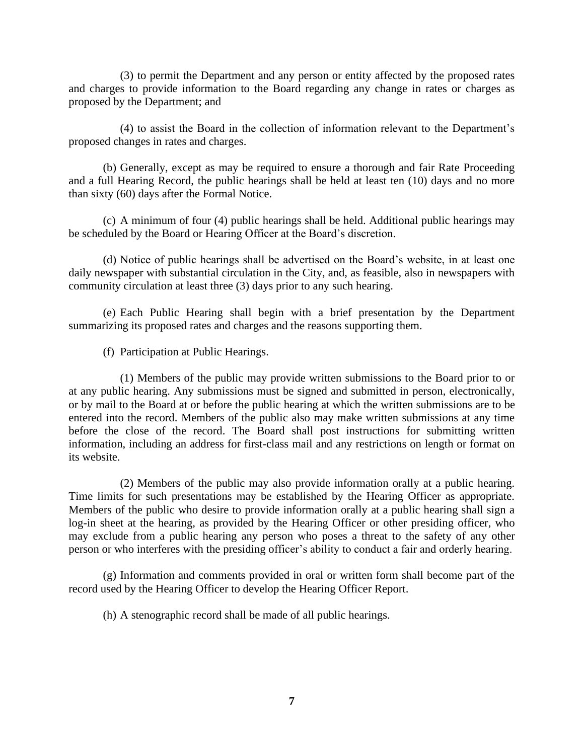(3) to permit the Department and any person or entity affected by the proposed rates and charges to provide information to the Board regarding any change in rates or charges as proposed by the Department; and

(4) to assist the Board in the collection of information relevant to the Department's proposed changes in rates and charges.

(b) Generally, except as may be required to ensure a thorough and fair Rate Proceeding and a full Hearing Record, the public hearings shall be held at least ten (10) days and no more than sixty (60) days after the Formal Notice.

(c) A minimum of four (4) public hearings shall be held. Additional public hearings may be scheduled by the Board or Hearing Officer at the Board's discretion.

(d) Notice of public hearings shall be advertised on the Board's website, in at least one daily newspaper with substantial circulation in the City, and, as feasible, also in newspapers with community circulation at least three (3) days prior to any such hearing.

(e) Each Public Hearing shall begin with a brief presentation by the Department summarizing its proposed rates and charges and the reasons supporting them.

(f) Participation at Public Hearings.

(1) Members of the public may provide written submissions to the Board prior to or at any public hearing. Any submissions must be signed and submitted in person, electronically, or by mail to the Board at or before the public hearing at which the written submissions are to be entered into the record. Members of the public also may make written submissions at any time before the close of the record. The Board shall post instructions for submitting written information, including an address for first-class mail and any restrictions on length or format on its website.

(2) Members of the public may also provide information orally at a public hearing. Time limits for such presentations may be established by the Hearing Officer as appropriate. Members of the public who desire to provide information orally at a public hearing shall sign a log-in sheet at the hearing, as provided by the Hearing Officer or other presiding officer, who may exclude from a public hearing any person who poses a threat to the safety of any other person or who interferes with the presiding officer's ability to conduct a fair and orderly hearing.

(g) Information and comments provided in oral or written form shall become part of the record used by the Hearing Officer to develop the Hearing Officer Report.

(h) A stenographic record shall be made of all public hearings.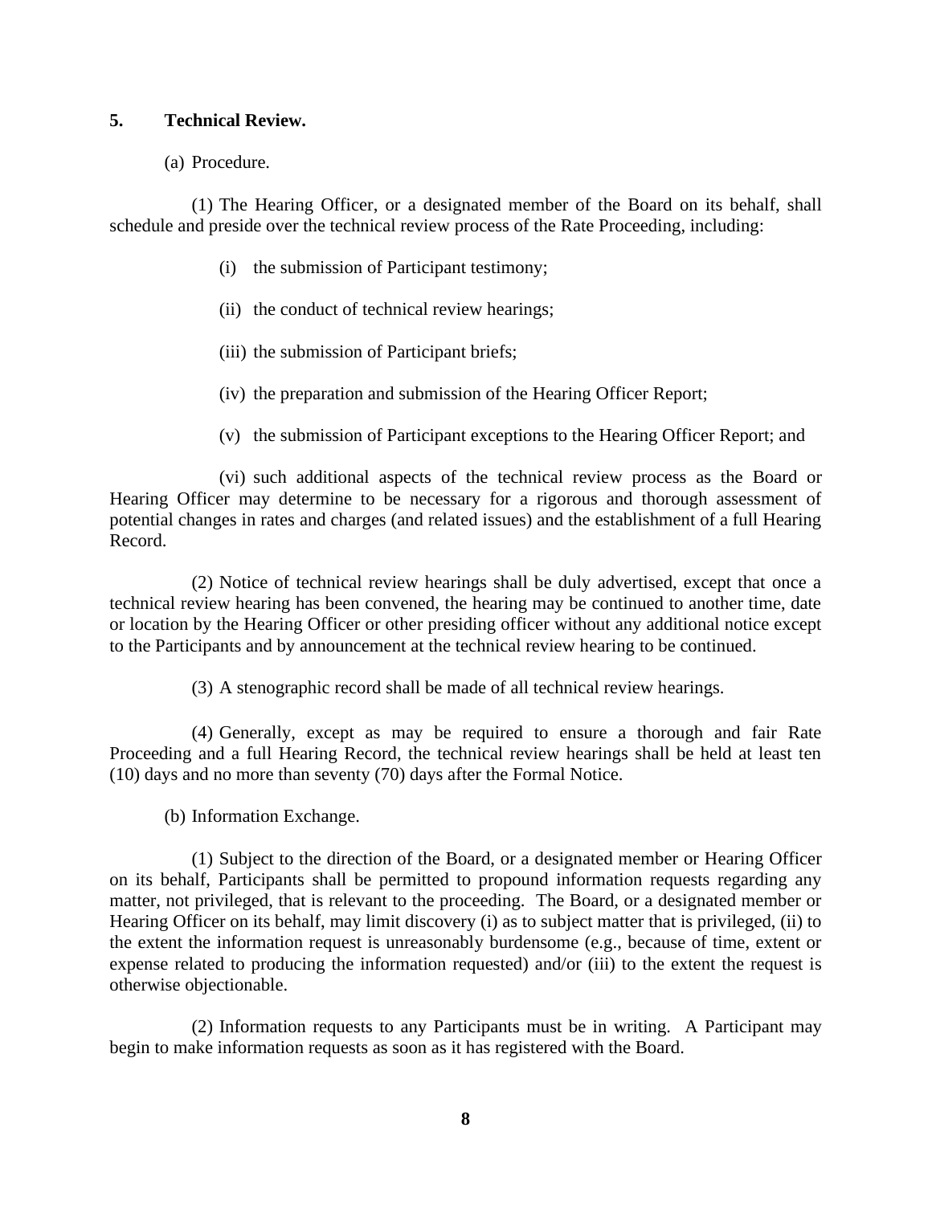## 5. Technical Review.

(a) Procedure.

(1) The Hearing Officer, or a designated member of the Board on its behalf, shall schedule and preside over the technical review process of the Rate Proceeding, including:

(i) the submission of Participant testimony;

(ii) the conduct of technical review hearings;

(iii) the submission of Participant briefs;

(iv) the preparation and submission of the Hearing Officer Report;

(v) the submission of Participant exceptions to the Hearing Officer Report; and

(vi) such additional aspects of the technical review process as the Board or Hearing Officer may determine to be necessary for a rigorous and thorough assessment of potential changes in rates and charges (and related issues) and the establishment of a full Hearing Record.

(2) Notice of technical review hearings shall be duly advertised, except that once a technical review hearing has been convened, the hearing may be continued to another time, date or location by the Hearing Officer or other presiding officer without any additional notice except to the Participants and by announcement at the technical review hearing to be continued.

(3) A stenographic record shall be made of all technical review hearings.

(4) Generally, except as may be required to ensure a thorough and fair Rate Proceeding and a full Hearing Record, the technical review hearings shall be held at least ten (10) days and no more than seventy (70) days after the Formal Notice.

(b) Information Exchange.

(1) Subject to the direction of the Board, or a designated member or Hearing Officer on its behalf, Participants shall be permitted to propound information requests regarding any matter, not privileged, that is relevant to the proceeding. The Board, or a designated member or Hearing Officer on its behalf, may limit discovery (i) as to subject matter that is privileged, (ii) to the extent the information request is unreasonably burdensome (e.g., because of time, extent or expense related to producing the information requested) and/or (iii) to the extent the request is otherwise objectionable.

(2) Information requests to any Participants must be in writing. A Participant may begin to make information requests as soon as it has registered with the Board.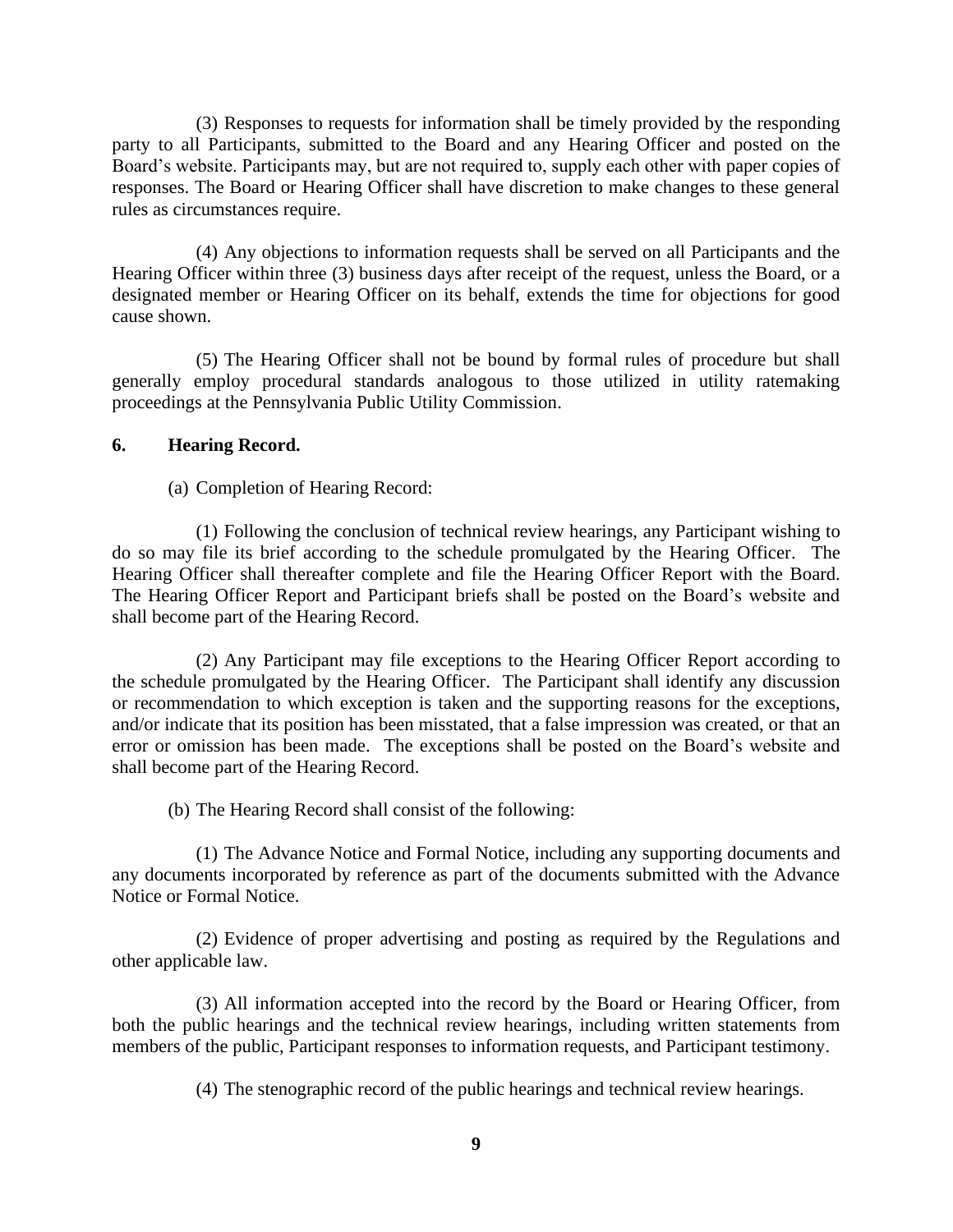(3) Responses to requests for information shall be timely provided by the responding party to all Participants, submitted to the Board and any Hearing Officer and posted on the Board's website. Participants may, but are not required to, supply each other with paper copies of responses. The Board or Hearing Officer shall have discretion to make changes to these general rules as circumstances require.

(4) Any objections to information requests shall be served on all Participants and the Hearing Officer within three (3) business days after receipt of the request, unless the Board, or a designated member or Hearing Officer on its behalf, extends the time for objections for good cause shown.

(5) The Hearing Officer shall not be bound by formal rules of procedure but shall generally employ procedural standards analogous to those utilized in utility ratemaking proceedings at the Pennsylvania Public Utility Commission.

**6. Hearing Record.**

(a) Completion of Hearing Record:

(1) Following the conclusion of technical review hearings, any Participant wishing to do so may file its brief according to the schedule promulgated by the Hearing Officer. The Hearing Officer shall thereafter complete and file the Hearing Officer Report with the Board. The Hearing Officer Report and Participant briefs shall be posted on the Board's website and shall become part of the Hearing Record.

(2) Any Participant may file exceptions to the Hearing Officer Report according to the schedule promulgated by the Hearing Officer. The Participant shall identify any discussion or recommendation to which exception is taken and the supporting reasons for the exceptions, and/or indicate that its position has been misstated, that a false impression was created, or that an error or omission has been made. The exceptions shall be posted on the Board's website and shall become part of the Hearing Record.

(b) The Hearing Record shall consist of the following:

(1) The Advance Notice and Formal Notice, including any supporting documents and any documents incorporated by reference as part of the documents submitted with the Advance Notice or Formal Notice.

(2) Evidence of proper advertising and posting as required by the Regulations and other applicable law.

(3) All information accepted into the record by the Board or Hearing Officer, from both the public hearings and the technical review hearings, including written statements from members of the public, Participant responses to information requests, and Participant testimony.

(4) The stenographic record of the public hearings and technical review hearings.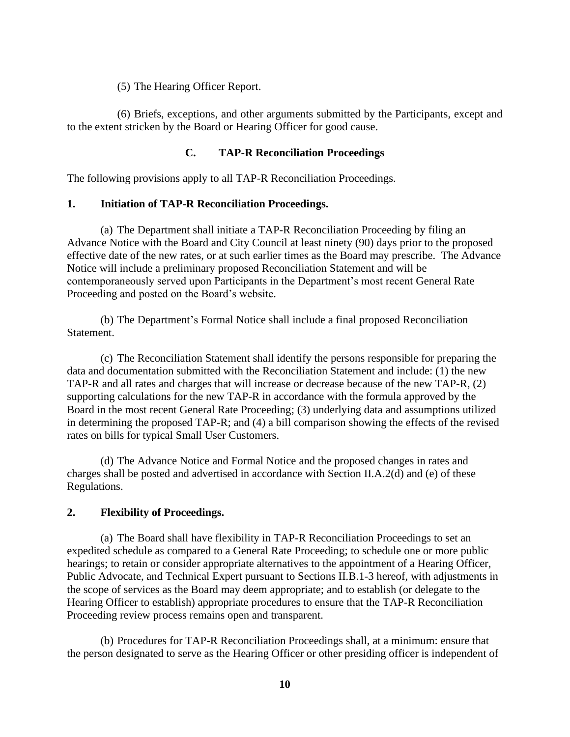(5) The Hearing Officer Report.

(6) Briefs, exceptions, and other arguments submitted by the Participants, except and to the extent stricken by the Board or Hearing Officer for good cause.

## C. TAP-R Reconciliation Proceedings

The following provisions apply to all TAP-R Reconciliation Proceedings.

### 1. Initiation of TAP-R Reconciliation Proceedings.

(a) The Department shall initiate a TAP-R Reconciliation Proceeding by filing an Advance Notice with the Board and City Council at least ninety (90) days prior to the proposed effective date of the new rates, or at such earlier times as the Board may prescribe. The Advance Notice will include a preliminary proposed Reconciliation Statement and will be contemporaneously served upon Participants in the Department's most recent General Rate Proceeding and posted on the Board's website.

(b) The Department's Formal Notice shall include a final proposed Reconciliation Statement.

(c) The Reconciliation Statement shall identify the persons responsible for preparing the data and documentation submitted with the Reconciliation Statement and include: (1) the new TAP-R and all rates and charges that will increase or decrease because of the new TAP-R, (2) supporting calculations for the new TAP-R in accordance with the formula approved by the Board in the most recent General Rate Proceeding; (3) underlying data and assumptions utilized in determining the proposed TAP-R; and (4) a bill comparison showing the effects of the revised rates on bills for typical Small User Customers.

(d) The Advance Notice and Formal Notice and the proposed changes in rates and charges shall be posted and advertised in accordance with Section II.A.2(d) and (e) of these Regulations.

### 2. Flexibility of Proceedings.

(a) The Board shall have flexibility in TAP-R Reconciliation Proceedings to set an expedited schedule as compared to a General Rate Proceeding; to schedule one or more public hearings; to retain or consider appropriate alternatives to the appointment of a Hearing Officer, Public Advocate, and Technical Expert pursuant to Sections II.B.1-3 hereof, with adjustments in the scope of services as the Board may deem appropriate; and to establish (or delegate to the Hearing Officer to establish) appropriate procedures to ensure that the TAP-R Reconciliation Proceeding review process remains open and transparent.

(b) Procedures for TAP-R Reconciliation Proceedings shall, at a minimum: ensure that the person designated to serve as the Hearing Officer or other presiding officer is independent of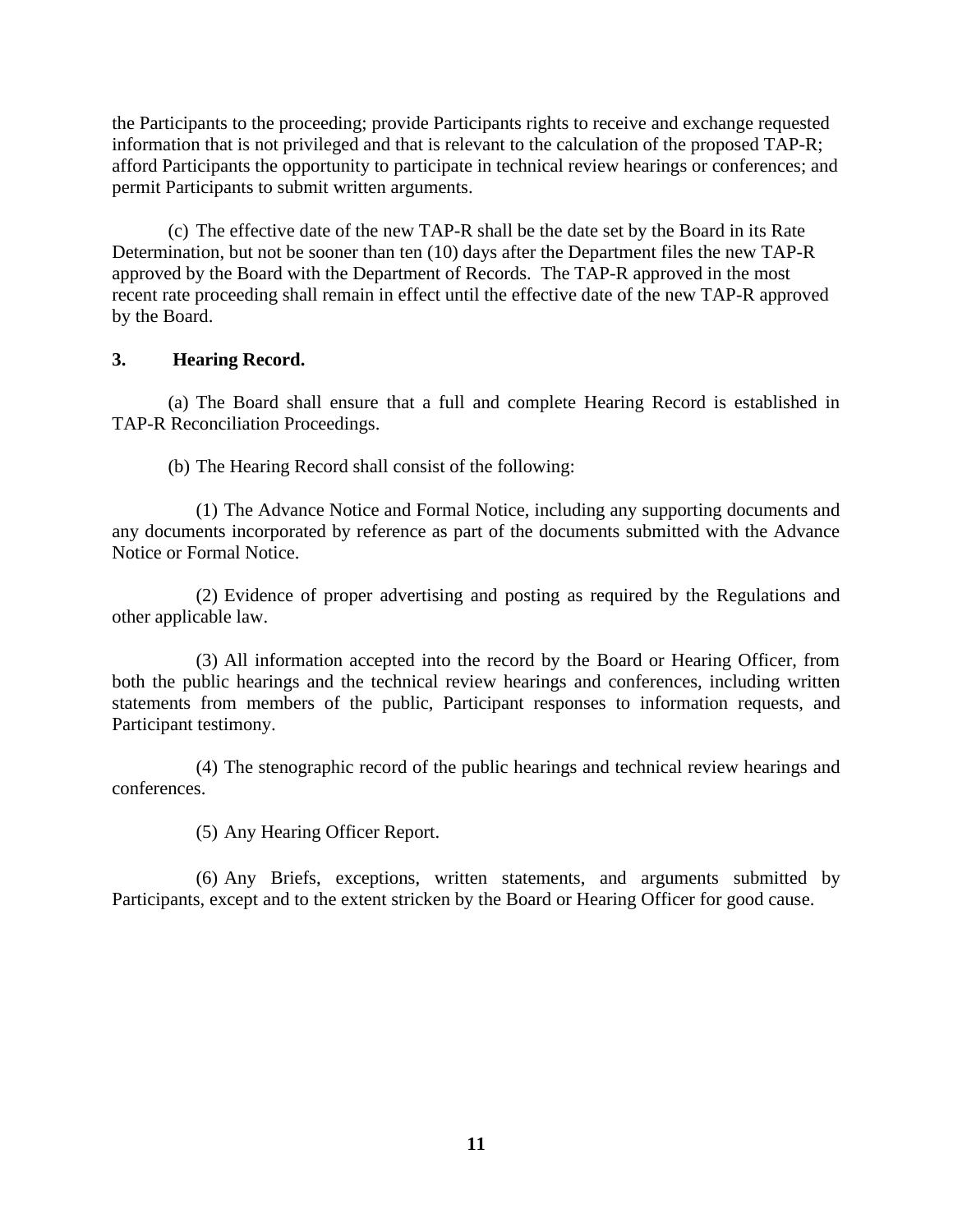the Participants to the proceeding; provide Participants rights to receive and exchange requested information that is not privileged and that is relevant to the calculation of the proposed TAP-R; afford Participants the opportunity to participate in technical review hearings or conferences; and permit Participants to submit written arguments.

(c) The effective date of the new TAP-R shall be the date set by the Board in its Rate Determination, but not be sooner than ten (10) days after the Department files the new TAP-R approved by the Board with the Department of Records. The TAP-R approved in the most recent rate proceeding shall remain in effect until the effective date of the new TAP-R approved by the Board.

**3. Hearing Record.**

(a) The Board shall ensure that a full and complete Hearing Record is established in TAP-R Reconciliation Proceedings.

(b) The Hearing Record shall consist of the following:

(1) The Advance Notice and Formal Notice, including any supporting documents and any documents incorporated by reference as part of the documents submitted with the Advance Notice or Formal Notice.

(2) Evidence of proper advertising and posting as required by the Regulations and other applicable law.

(3) All information accepted into the record by the Board or Hearing Officer, from both the public hearings and the technical review hearings and conferences, including written statements from members of the public, Participant responses to information requests, and Participant testimony.

(4) The stenographic record of the public hearings and technical review hearings and conferences.

(5) Any Hearing Officer Report.

(6) Any Briefs, exceptions, written statements, and arguments submitted by Participants, except and to the extent stricken by the Board or Hearing Officer for good cause.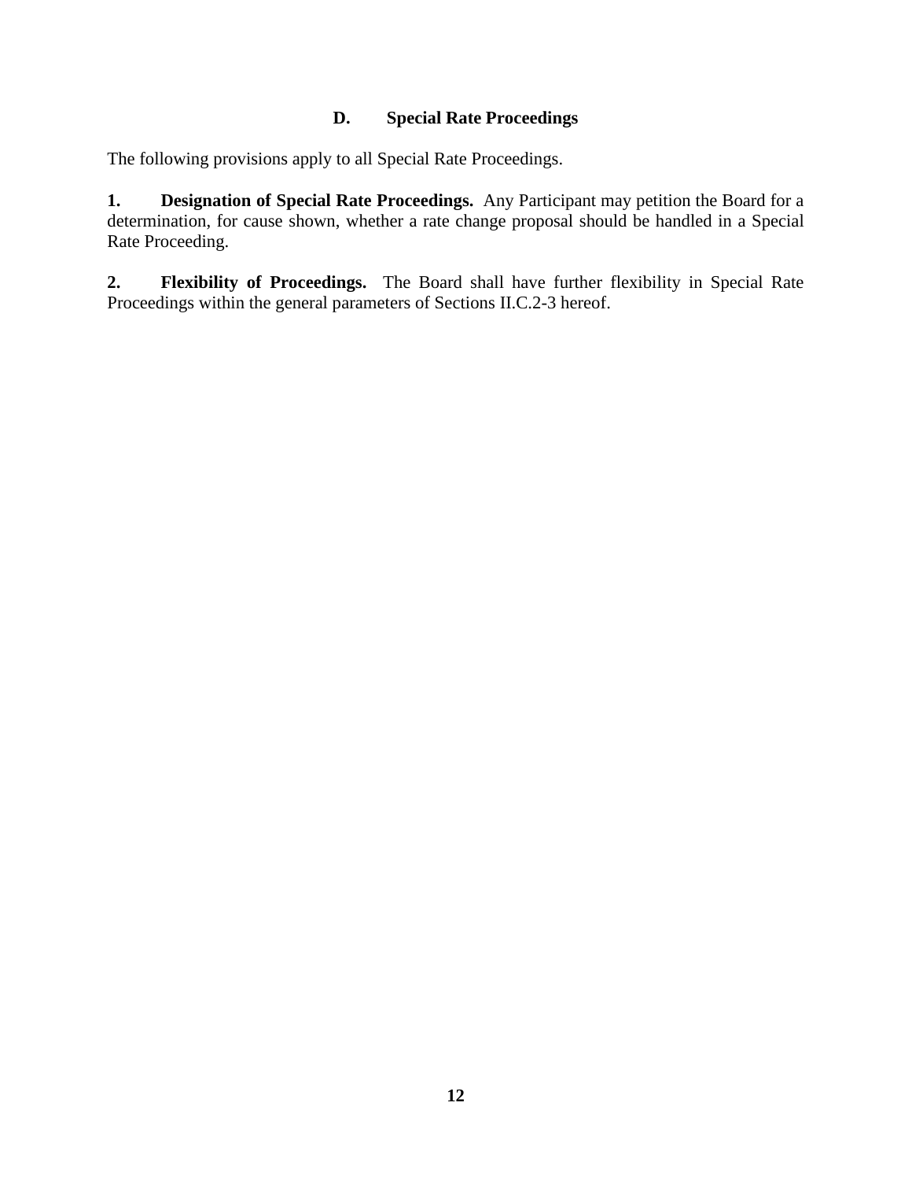## D. Special Rate Proceedings

The following provisions apply to all Special Rate Proceedings.

**1. Designation of Special Rate Proceedings.** Any Participant may petition the Board for a determination, for cause shown, whether a rate change proposal should be handled in a Special Rate Proceeding.

**2. Flexibility of Proceedings.** The Board shall have further flexibility in Special Rate Proceedings within the general parameters of Sections II.C.2-3 hereof.